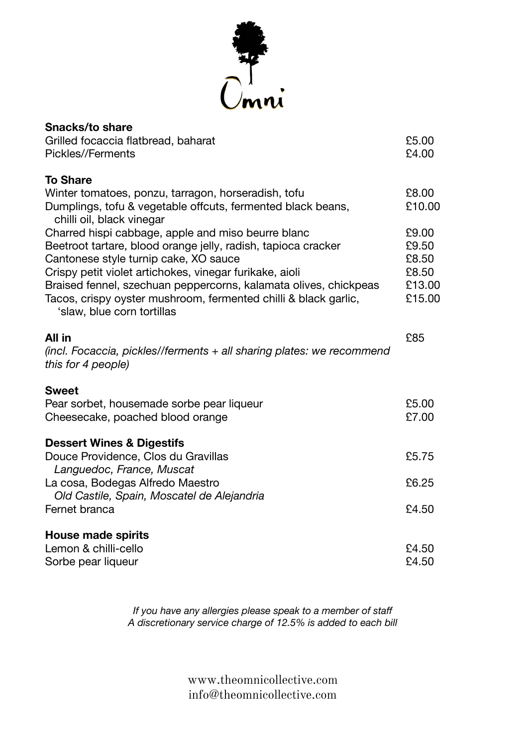# Omni

## Snacks/to share

| Item | Price |
| --- | --- |
| Grilled focaccia flatbread, baharat | £5.00 |
| Pickles//Ferments | £4.00 |

## To Share

| Item | Price |
| --- | --- |
| Winter tomatoes, ponzu, tarragon, horseradish, tofu | £8.00 |
| Dumplings, tofu & vegetable offcuts, fermented black beans, chilli oil, black vinegar | £10.00 |
| Charred hispi cabbage, apple and miso beurre blanc | £9.00 |
| Beetroot tartare, blood orange jelly, radish, tapioca cracker | £9.50 |
| Cantonese style turnip cake, XO sauce | £8.50 |
| Crispy petit violet artichokes, vinegar furikake, aioli | £8.50 |
| Braised fennel, szechuan peppercorns, kalamata olives, chickpeas | £13.00 |
| Tacos, crispy oyster mushroom, fermented chilli & black garlic, 'slaw, blue corn tortillas | £15.00 |

## All in — £85

*(incl. Focaccia, pickles//ferments + all sharing plates: we recommend this for 4 people)*

## Sweet

| Item | Price |
| --- | --- |
| Pear sorbet, housemade sorbe pear liqueur | £5.00 |
| Cheesecake, poached blood orange | £7.00 |

## Dessert Wines & Digestifs

| Item | Price |
| --- | --- |
| Douce Providence, Clos du Gravillas<br>*Languedoc, France, Muscat* | £5.75 |
| La cosa, Bodegas Alfredo Maestro<br>*Old Castile, Spain, Moscatel de Alejandria* | £6.25 |
| Fernet branca | £4.50 |

## House made spirits

| Item | Price |
| --- | --- |
| Lemon & chilli-cello | £4.50 |
| Sorbe pear liqueur | £4.50 |

*If you have any allergies please speak to a member of staff*
*A discretionary service charge of 12.5% is added to each bill*

www.theomnicollective.com
info@theomnicollective.com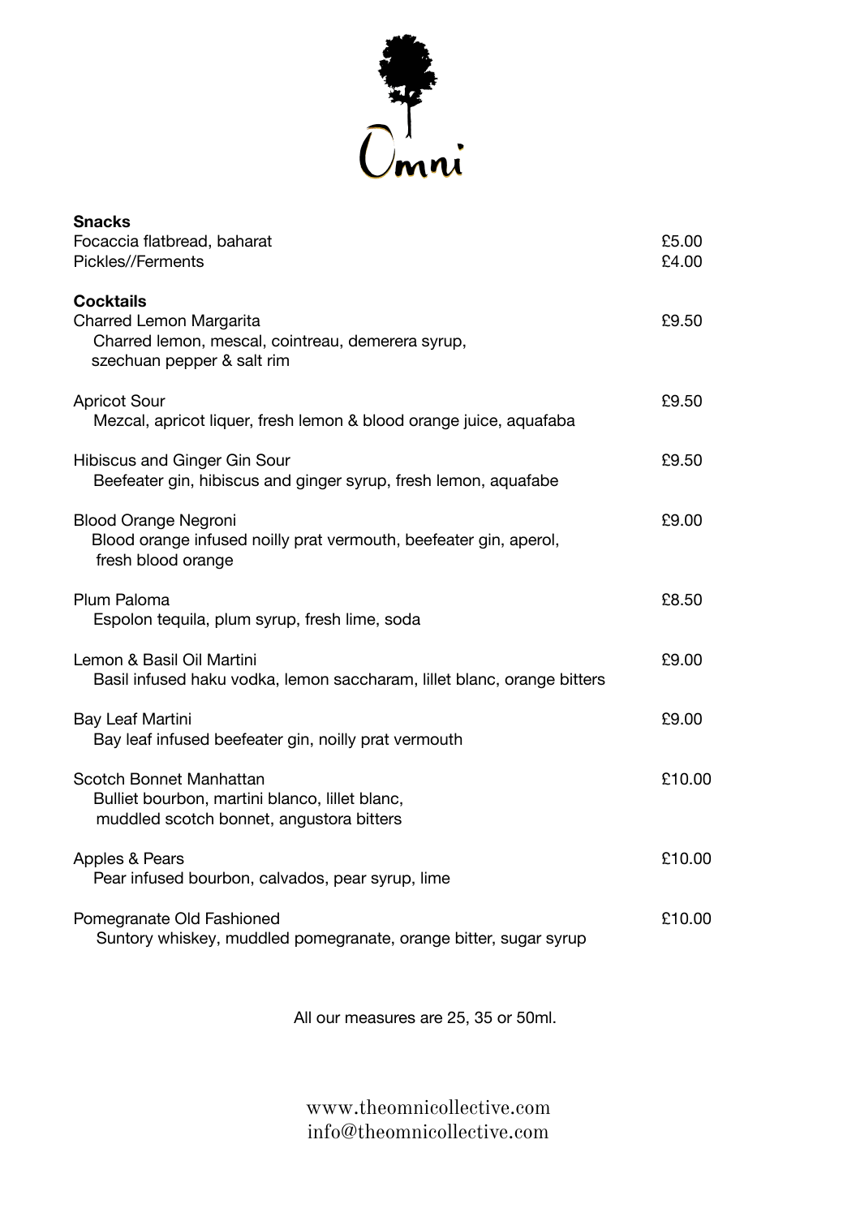Omni

## Snacks

| | |
|---|---|
| Focaccia flatbread, baharat | £5.00 |
| Pickles//Ferments | £4.00 |

## Cocktails

**Charred Lemon Margarita** — £9.50
Charred lemon, mescal, cointreau, demerera syrup, szechuan pepper & salt rim

**Apricot Sour** — £9.50
Mezcal, apricot liquer, fresh lemon & blood orange juice, aquafaba

**Hibiscus and Ginger Gin Sour** — £9.50
Beefeater gin, hibiscus and ginger syrup, fresh lemon, aquafabe

**Blood Orange Negroni** — £9.00
Blood orange infused noilly prat vermouth, beefeater gin, aperol, fresh blood orange

**Plum Paloma** — £8.50
Espolon tequila, plum syrup, fresh lime, soda

**Lemon & Basil Oil Martini** — £9.00
Basil infused haku vodka, lemon saccharam, lillet blanc, orange bitters

**Bay Leaf Martini** — £9.00
Bay leaf infused beefeater gin, noilly prat vermouth

**Scotch Bonnet Manhattan** — £10.00
Bulliet bourbon, martini blanco, lillet blanc, muddled scotch bonnet, angustora bitters

**Apples & Pears** — £10.00
Pear infused bourbon, calvados, pear syrup, lime

**Pomegranate Old Fashioned** — £10.00
Suntory whiskey, muddled pomegranate, orange bitter, sugar syrup

All our measures are 25, 35 or 50ml.

www.theomnicollective.com
info@theomnicollective.com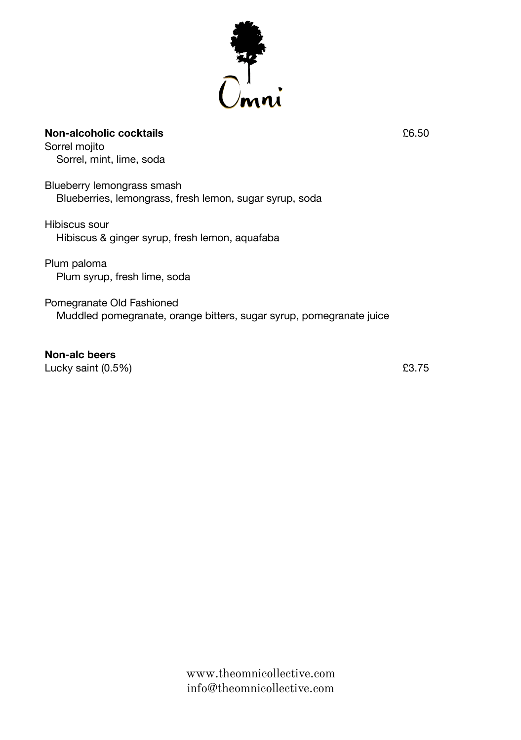Omni

**Non-alcoholic cocktails** £6.50

Sorrel mojito
Sorrel, mint, lime, soda

Blueberry lemongrass smash
Blueberries, lemongrass, fresh lemon, sugar syrup, soda

Hibiscus sour
Hibiscus & ginger syrup, fresh lemon, aquafaba

Plum paloma
Plum syrup, fresh lime, soda

Pomegranate Old Fashioned
Muddled pomegranate, orange bitters, sugar syrup, pomegranate juice

**Non-alc beers**

Lucky saint (0.5%) £3.75

www.theomnicollective.com
info@theomnicollective.com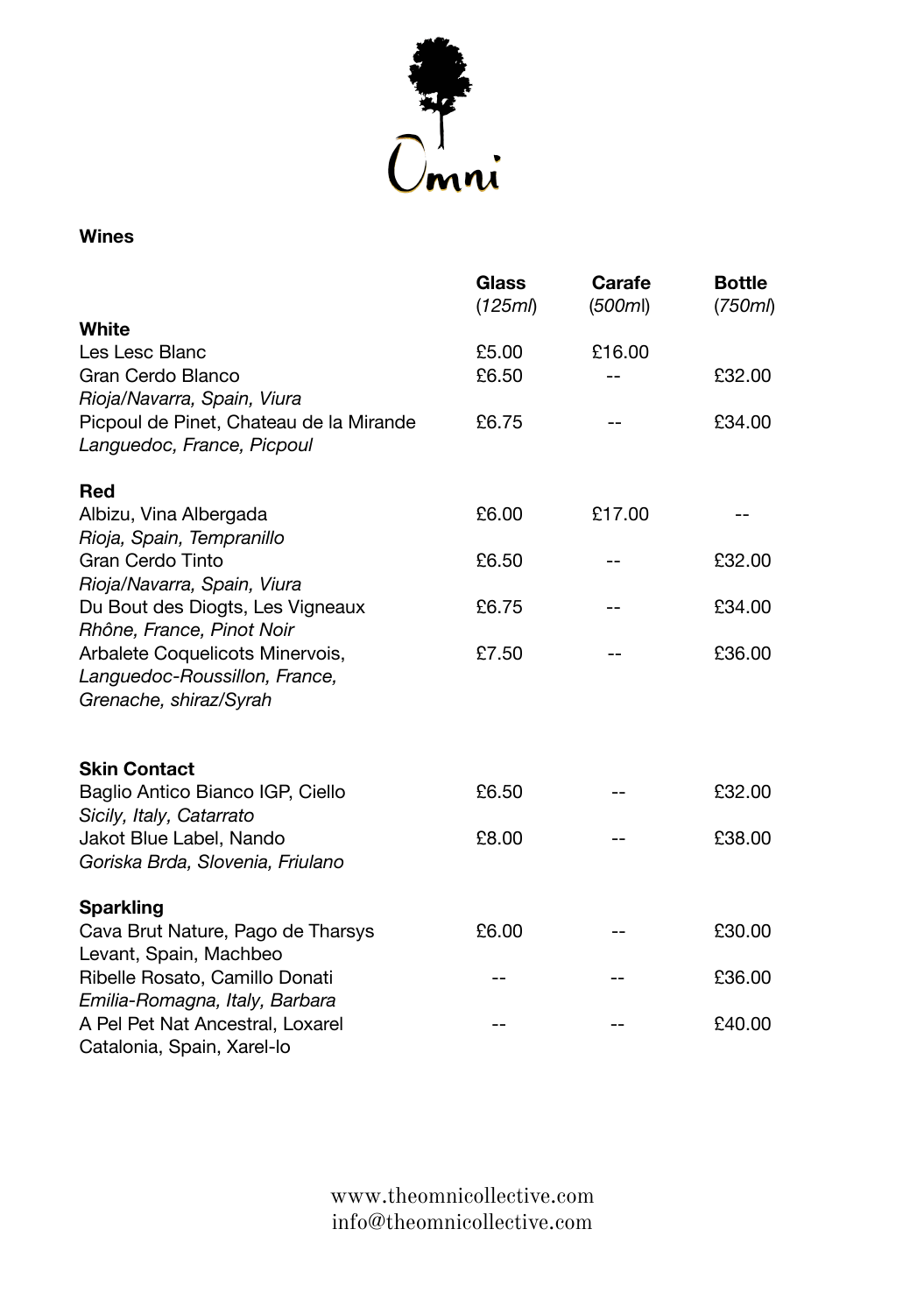# Omni

## Wines

| | Glass (*125ml*) | Carafe (*500ml*) | Bottle (*750ml*) |
|---|---|---|---|
| **White** | | | |
| Les Lesc Blanc | £5.00 | £16.00 | |
| Gran Cerdo Blanco<br>*Rioja/Navarra, Spain, Viura* | £6.50 | -- | £32.00 |
| Picpoul de Pinet, Chateau de la Mirande<br>*Languedoc, France, Picpoul* | £6.75 | -- | £34.00 |
| **Red** | | | |
| Albizu, Vina Albergada<br>*Rioja, Spain, Tempranillo* | £6.00 | £17.00 | -- |
| Gran Cerdo Tinto<br>*Rioja/Navarra, Spain, Viura* | £6.50 | -- | £32.00 |
| Du Bout des Diogts, Les Vigneaux<br>*Rhône, France, Pinot Noir* | £6.75 | -- | £34.00 |
| Arbalete Coquelicots Minervois,<br>*Languedoc-Roussillon, France, Grenache, shiraz/Syrah* | £7.50 | -- | £36.00 |
| **Skin Contact** | | | |
| Baglio Antico Bianco IGP, Ciello<br>*Sicily, Italy, Catarrato* | £6.50 | -- | £32.00 |
| Jakot Blue Label, Nando<br>*Goriska Brda, Slovenia, Friulano* | £8.00 | -- | £38.00 |
| **Sparkling** | | | |
| Cava Brut Nature, Pago de Tharsys<br>Levant, Spain, Machbeo | £6.00 | -- | £30.00 |
| Ribelle Rosato, Camillo Donati<br>*Emilia-Romagna, Italy, Barbara* | -- | -- | £36.00 |
| A Pel Pet Nat Ancestral, Loxarel<br>Catalonia, Spain, Xarel-lo | -- | -- | £40.00 |

www.theomnicollective.com
info@theomnicollective.com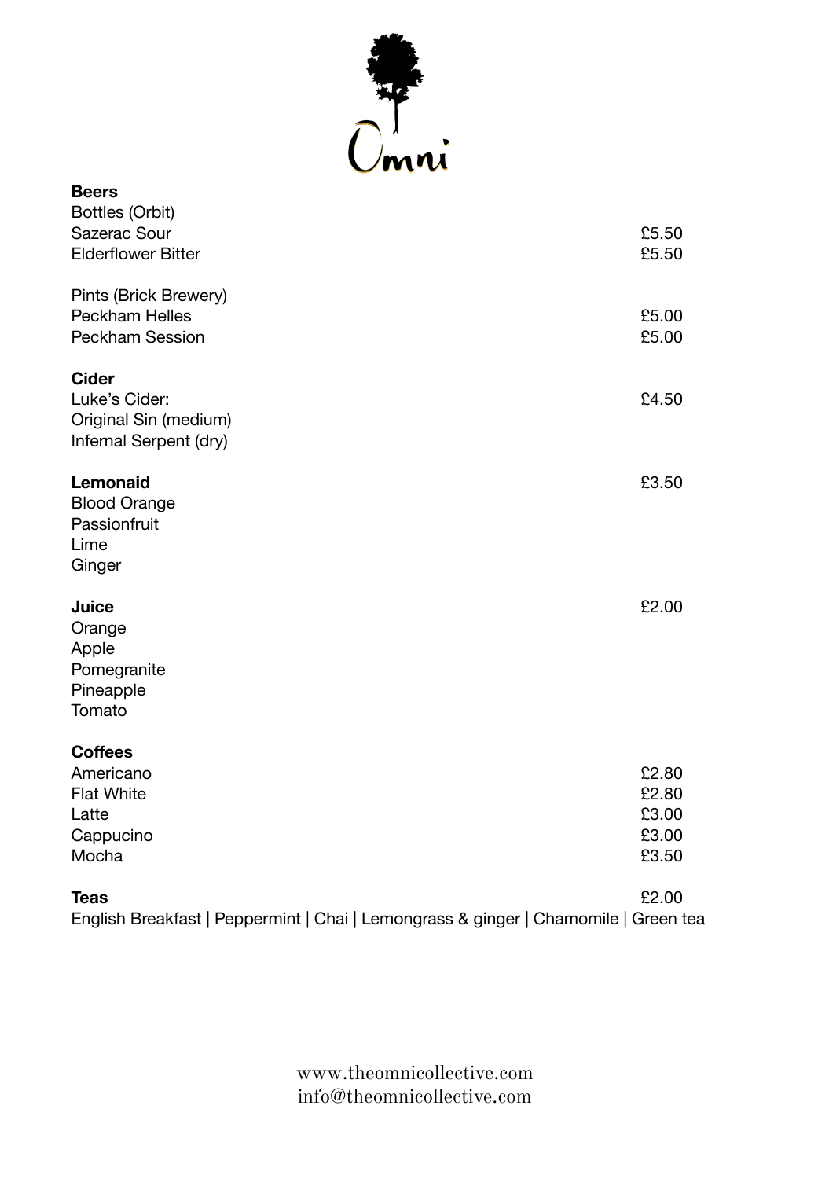# Omni

## Beers

Bottles (Orbit)

| | |
|---|---|
| Sazerac Sour | £5.50 |
| Elderflower Bitter | £5.50 |

Pints (Brick Brewery)

| | |
|---|---|
| Peckham Helles | £5.00 |
| Peckham Session | £5.00 |

## Cider

| | |
|---|---|
| Luke's Cider: | £4.50 |
| Original Sin (medium) | |
| Infernal Serpent (dry) | |

## Lemonaid — £3.50

Blood Orange
Passionfruit
Lime
Ginger

## Juice — £2.00

Orange
Apple
Pomegranite
Pineapple
Tomato

## Coffees

| | |
|---|---|
| Americano | £2.80 |
| Flat White | £2.80 |
| Latte | £3.00 |
| Cappucino | £3.00 |
| Mocha | £3.50 |

## Teas — £2.00

English Breakfast | Peppermint | Chai | Lemongrass & ginger | Chamomile | Green tea

www.theomnicollective.com
info@theomnicollective.com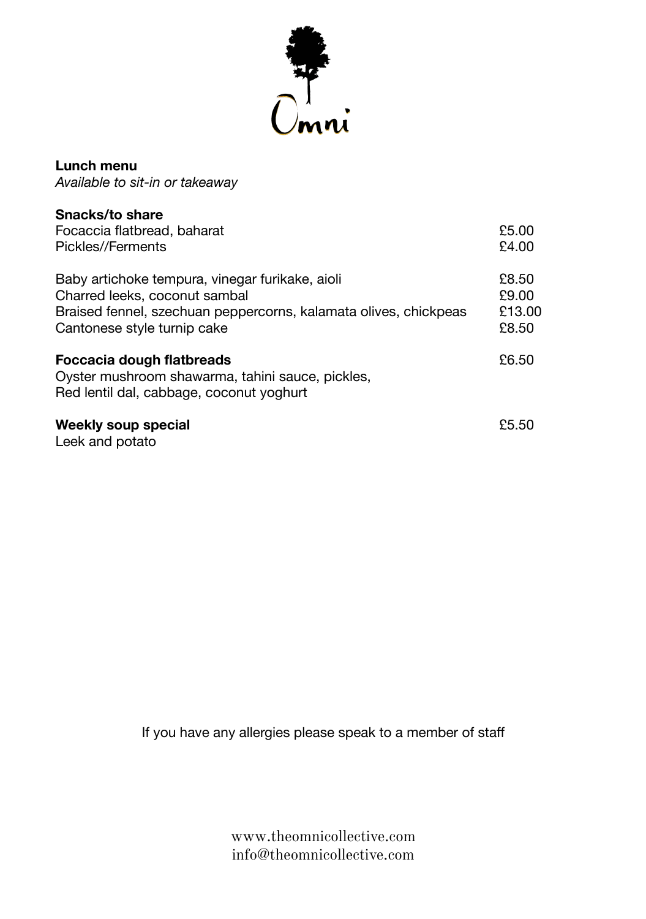Omni

**Lunch menu**
*Available to sit-in or takeaway*

**Snacks/to share**

| | |
|---|---|
| Focaccia flatbread, baharat | £5.00 |
| Pickles//Ferments | £4.00 |
| Baby artichoke tempura, vinegar furikake, aioli | £8.50 |
| Charred leeks, coconut sambal | £9.00 |
| Braised fennel, szechuan peppercorns, kalamata olives, chickpeas | £13.00 |
| Cantonese style turnip cake | £8.50 |

**Foccacia dough flatbreads** £6.50
Oyster mushroom shawarma, tahini sauce, pickles,
Red lentil dal, cabbage, coconut yoghurt

**Weekly soup special** £5.50
Leek and potato

If you have any allergies please speak to a member of staff

www.theomnicollective.com
info@theomnicollective.com